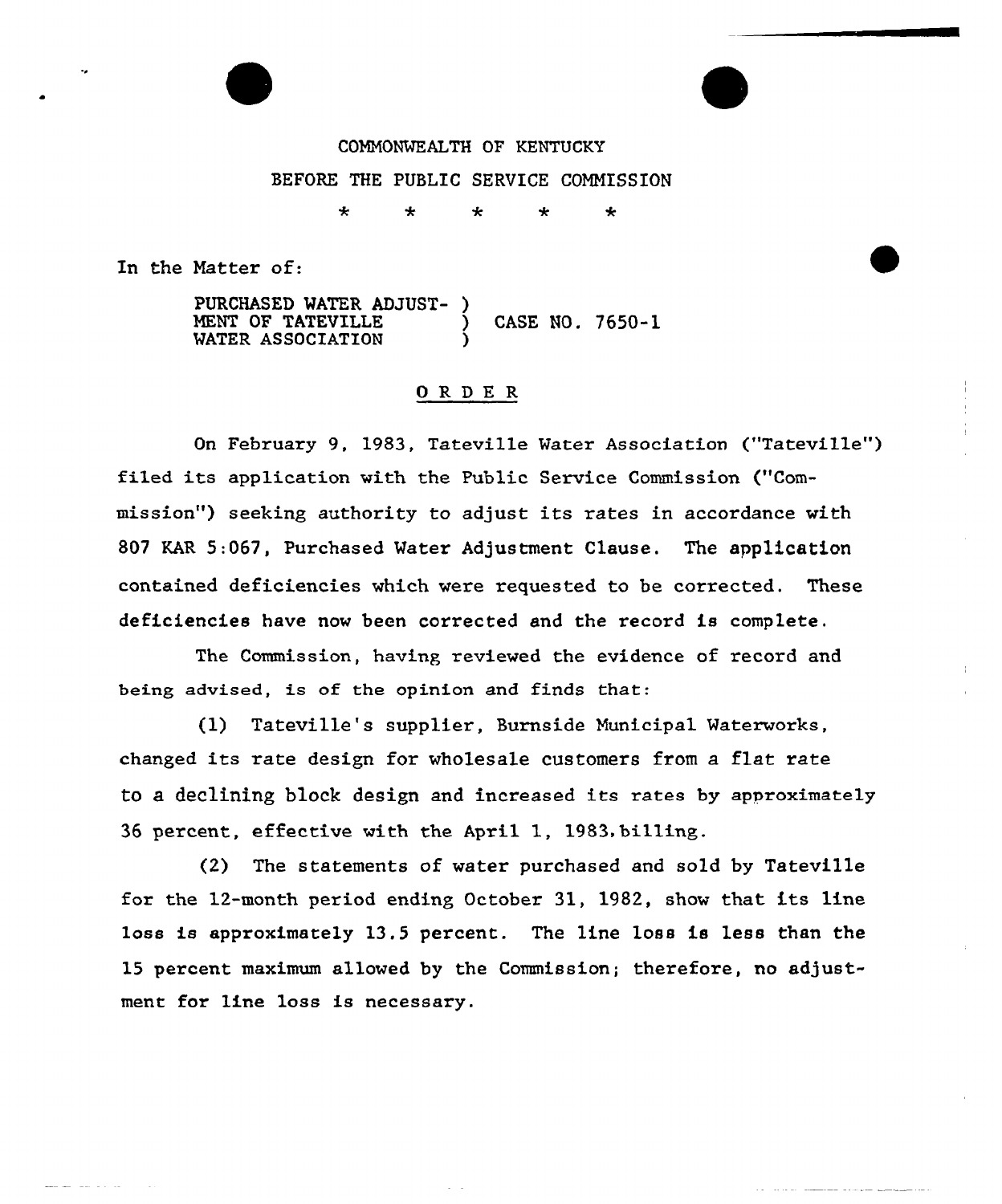COMMONWEALTH OF KENTUCKY

BEFORE THE PUBLIC SERVICE COMMISSION

\* \* \* \* \*

In the Matter of:

PURCHASED WATER ADJUSTMENT OF TATEVILLE WATER ASSOCIATION ) CASE NO. 7650-1

## ORDER

On February 9, 1983, Tateville Water Association ("Tateville") filed its application with the Public Service Commission ("Commission") seeking authority to adjust its rates in accordance with 807 KAR 5:067, Purchased Water Adjustment Clause. The application contained deficiencies which were requested to be corrected. These deficiencies have now been corrected and the record is complete.

The Commission, having reviewed the evidence of record and being advised, is of the opinion and finds that:

(1) Tateville's supplier, Burnside Municipal Waterworks, changed its rate design for wholesale customers from a flat rate to a declining block design and increased its rates by approximately 36 percent, effective with the April 1, 1983, billing.

(2) The statements of water purchased and sold by Tateville for the 12-month period ending October 31, 1982, show that its line loss is approximately 13.5 percent. The line loss is less than the 15 percent maximum allowed by the Commission; therefore, no adjustment for line loss is necessary.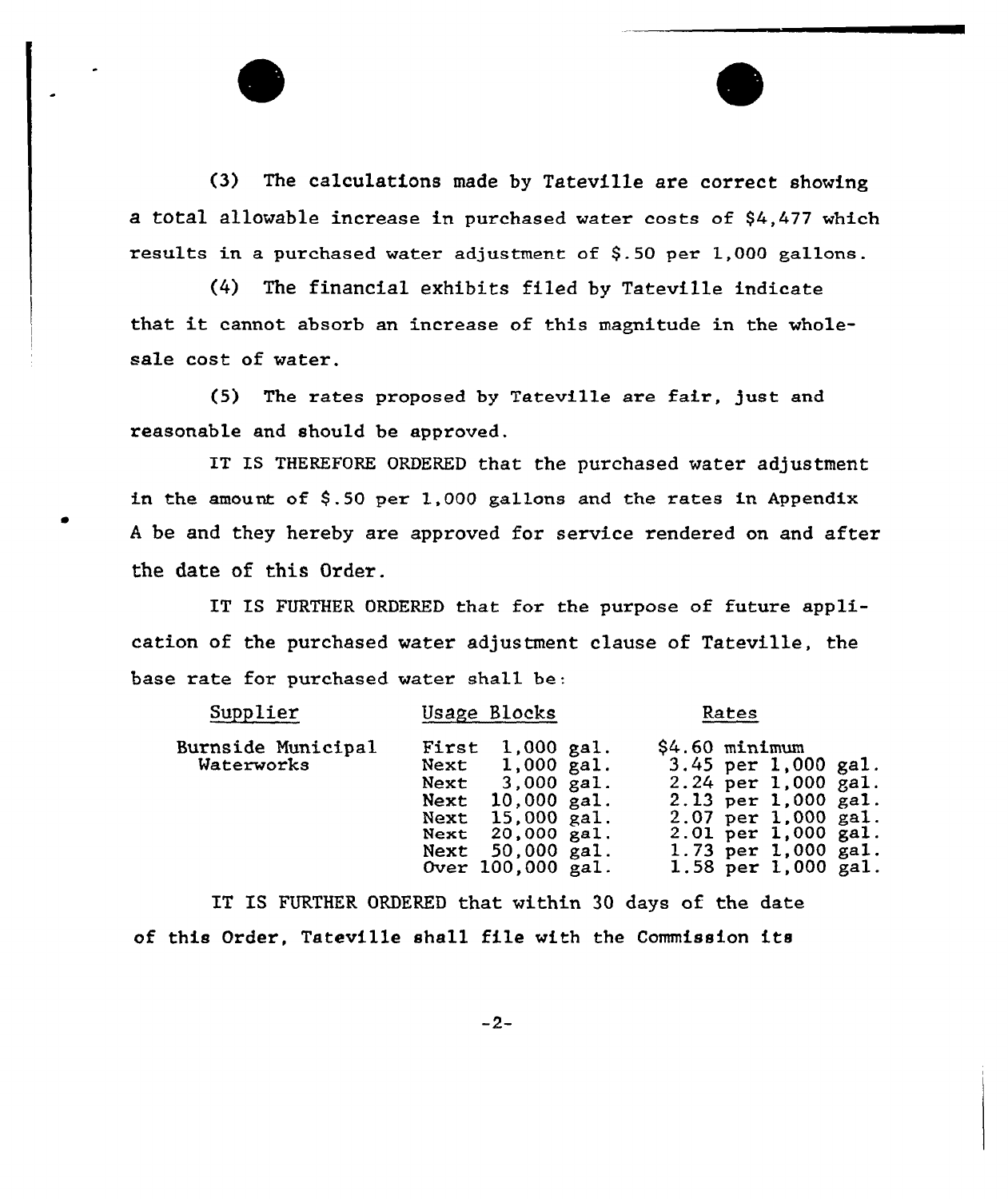(3) The calculations made by Tateville are correct showing a total allowable increase in purchased water costs of $4,477 which results in a purchased water adjustment of $.50 per 1,000 gallons.

(4) The financial exhibits filed by Tateville indicate that it cannot absorb an increase of this magnitude in the wholesale cost of water.

(5) The rates proposed by Tateville are fair, just and reasonable and should be approved.

IT IS THEREFORE ORDERED that the purchased water adjustment in the amount of $.50 per 1,000 gallons and the rates in Appendix A be and they hereby are approved for service rendered on and after the date of this Order.

IT IS FURTHER ORDERED that for the purpose of future application of the purchased water adjustment clause of Tateville, the base rate for purchased water shall be:

| Supplier | Usage Blocks | Rates |
|---|---|---|
| Burnside Municipal Waterworks | First 1,000 gal. | $4.60 minimum |
| | Next 1,000 gal. | 3.45 per 1,000 gal. |
| | Next 3,000 gal. | 2.24 per 1,000 gal. |
| | Next 10,000 gal. | 2.13 per 1,000 gal. |
| | Next 15,000 gal. | 2.07 per 1,000 gal. |
| | Next 20,000 gal. | 2.01 per 1,000 gal. |
| | Next 50,000 gal. | 1.73 per 1,000 gal. |
| | Over 100,000 gal. | 1.58 per 1,000 gal. |

IT IS FURTHER ORDERED that within 30 days of the date of this Order, Tateville shall file with the Commission its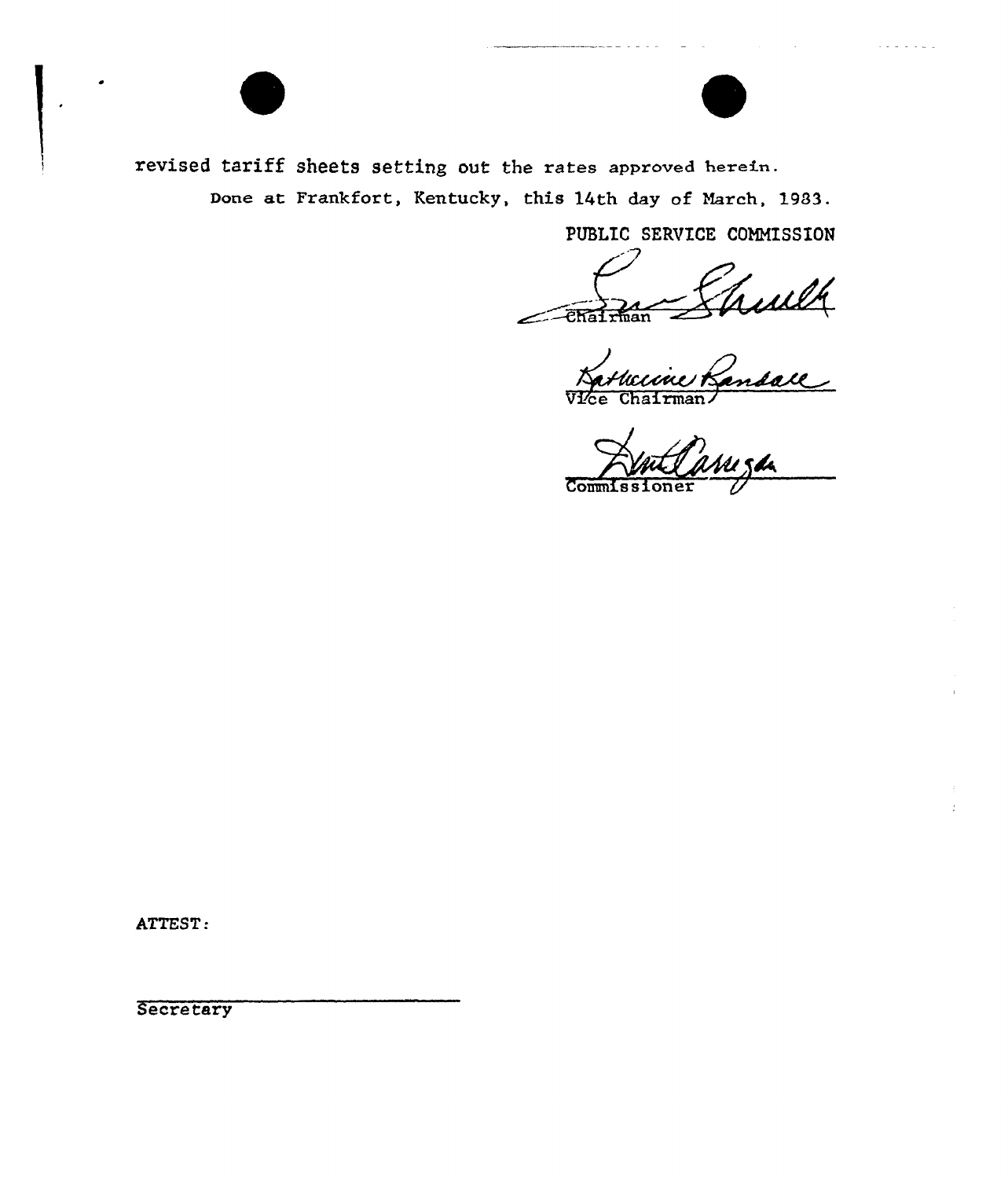revised tariff sheets setting out the rates approved herein.

Done at Frankfort, Kentucky, this 14th day of March, 1983.

PUBLIC SERVICE COMMISSION

Chairman

Vice Chairman

Commissioner

ATTEST:

Secretary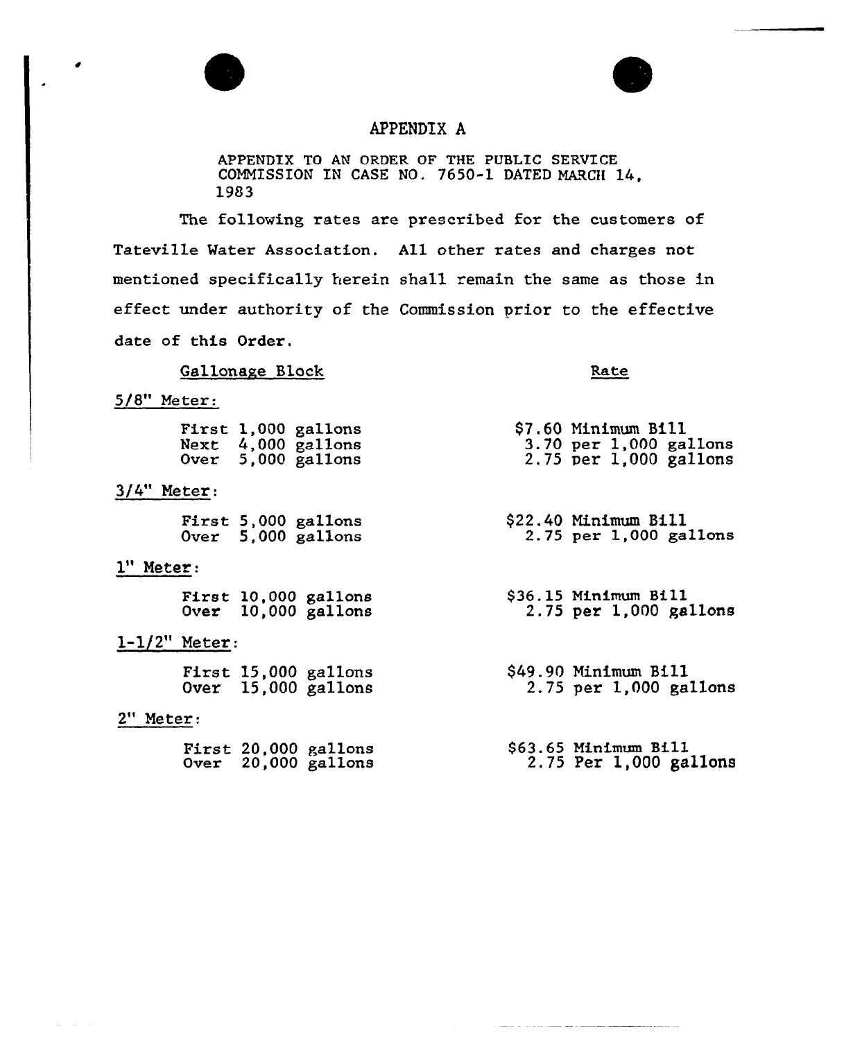# APPENDIX A

APPENDIX TO AN ORDER OF THE PUBLIC SERVICE COMMISSION IN CASE NO. 7650-1 DATED MARCH 14, 1983

The following rates are prescribed for the customers of Tateville Water Association. All other rates and charges not mentioned specifically herein shall remain the same as those in effect under authority of the Commission prior to the effective date of this Order.

| Gallonage Block | Rate |
|---|---|
| **5/8" Meter:** | |
| First 1,000 gallons | $7.60 Minimum Bill |
| Next 4,000 gallons | 3.70 per 1,000 gallons |
| Over 5,000 gallons | 2.75 per 1,000 gallons |
| **3/4" Meter:** | |
| First 5,000 gallons | $22.40 Minimum Bill |
| Over 5,000 gallons | 2.75 per 1,000 gallons |
| **1" Meter:** | |
| First 10,000 gallons | $36.15 Minimum Bill |
| Over 10,000 gallons | 2.75 per 1,000 gallons |
| **1-1/2" Meter:** | |
| First 15,000 gallons | $49.90 Minimum Bill |
| Over 15,000 gallons | 2.75 per 1,000 gallons |
| **2" Meter:** | |
| First 20,000 gallons | $63.65 Minimum Bill |
| Over 20,000 gallons | 2.75 Per 1,000 gallons |